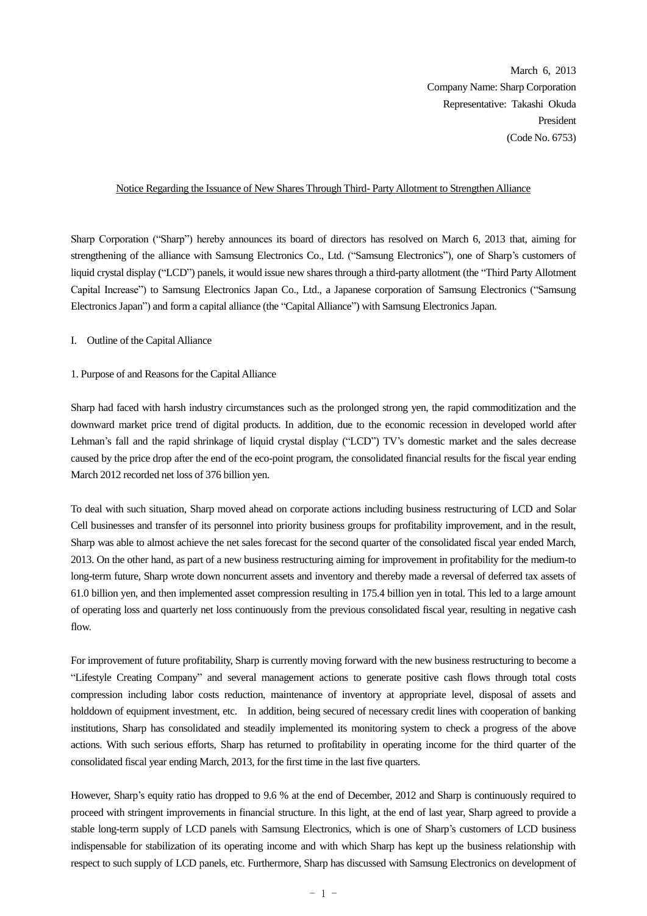March 6, 2013
Company Name: Sharp Corporation
Representative: Takashi Okuda
President
(Code No. 6753)

Notice Regarding the Issuance of New Shares Through Third- Party Allotment to Strengthen Alliance

Sharp Corporation ("Sharp") hereby announces its board of directors has resolved on March 6, 2013 that, aiming for strengthening of the alliance with Samsung Electronics Co., Ltd. ("Samsung Electronics"), one of Sharp's customers of liquid crystal display ("LCD") panels, it would issue new shares through a third-party allotment (the "Third Party Allotment Capital Increase") to Samsung Electronics Japan Co., Ltd., a Japanese corporation of Samsung Electronics ("Samsung Electronics Japan") and form a capital alliance (the "Capital Alliance") with Samsung Electronics Japan.

## I. Outline of the Capital Alliance

### 1. Purpose of and Reasons for the Capital Alliance

Sharp had faced with harsh industry circumstances such as the prolonged strong yen, the rapid commoditization and the downward market price trend of digital products. In addition, due to the economic recession in developed world after Lehman's fall and the rapid shrinkage of liquid crystal display ("LCD") TV's domestic market and the sales decrease caused by the price drop after the end of the eco-point program, the consolidated financial results for the fiscal year ending March 2012 recorded net loss of 376 billion yen.

To deal with such situation, Sharp moved ahead on corporate actions including business restructuring of LCD and Solar Cell businesses and transfer of its personnel into priority business groups for profitability improvement, and in the result, Sharp was able to almost achieve the net sales forecast for the second quarter of the consolidated fiscal year ended March, 2013. On the other hand, as part of a new business restructuring aiming for improvement in profitability for the medium-to long-term future, Sharp wrote down noncurrent assets and inventory and thereby made a reversal of deferred tax assets of 61.0 billion yen, and then implemented asset compression resulting in 175.4 billion yen in total. This led to a large amount of operating loss and quarterly net loss continuously from the previous consolidated fiscal year, resulting in negative cash flow.

For improvement of future profitability, Sharp is currently moving forward with the new business restructuring to become a "Lifestyle Creating Company" and several management actions to generate positive cash flows through total costs compression including labor costs reduction, maintenance of inventory at appropriate level, disposal of assets and holddown of equipment investment, etc. In addition, being secured of necessary credit lines with cooperation of banking institutions, Sharp has consolidated and steadily implemented its monitoring system to check a progress of the above actions. With such serious efforts, Sharp has returned to profitability in operating income for the third quarter of the consolidated fiscal year ending March, 2013, for the first time in the last five quarters.

However, Sharp's equity ratio has dropped to 9.6 % at the end of December, 2012 and Sharp is continuously required to proceed with stringent improvements in financial structure. In this light, at the end of last year, Sharp agreed to provide a stable long-term supply of LCD panels with Samsung Electronics, which is one of Sharp's customers of LCD business indispensable for stabilization of its operating income and with which Sharp has kept up the business relationship with respect to such supply of LCD panels, etc. Furthermore, Sharp has discussed with Samsung Electronics on development of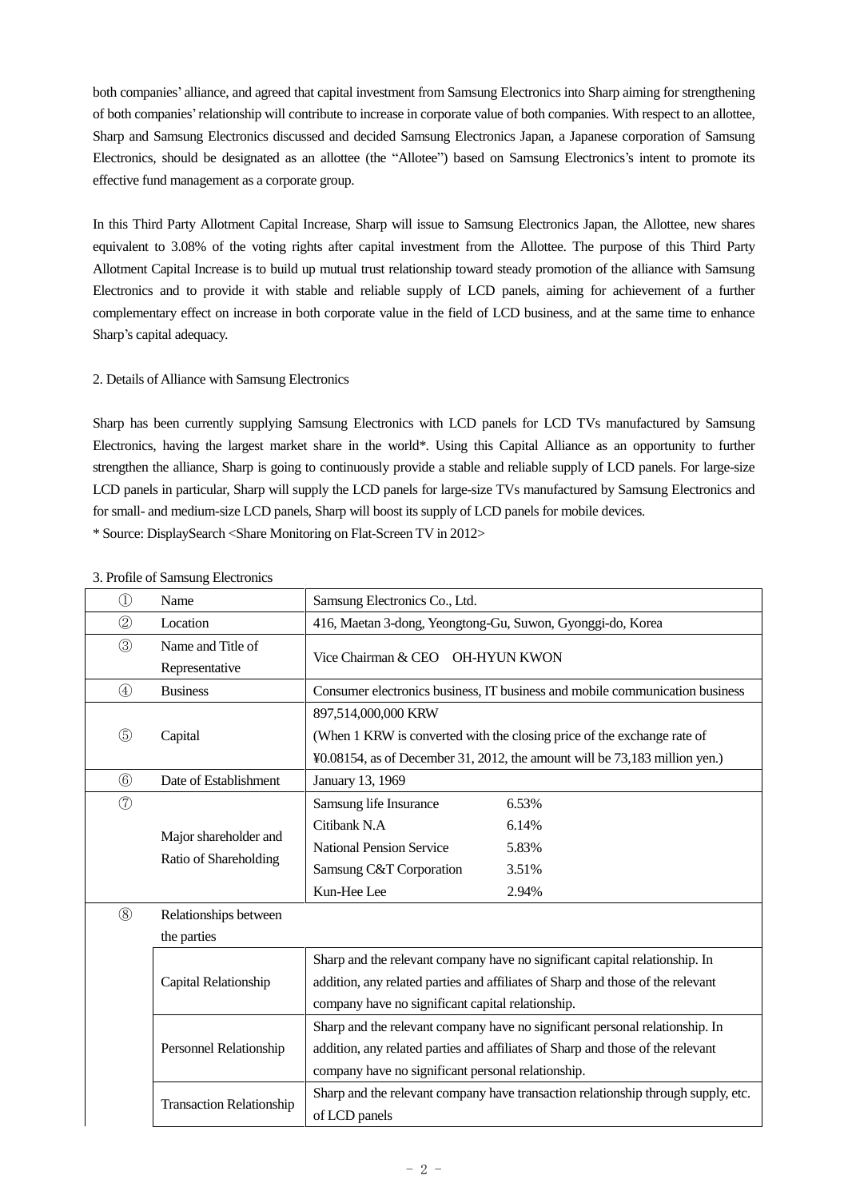both companies' alliance, and agreed that capital investment from Samsung Electronics into Sharp aiming for strengthening of both companies' relationship will contribute to increase in corporate value of both companies. With respect to an allottee, Sharp and Samsung Electronics discussed and decided Samsung Electronics Japan, a Japanese corporation of Samsung Electronics, should be designated as an allottee (the "Allotee") based on Samsung Electronics's intent to promote its effective fund management as a corporate group.

In this Third Party Allotment Capital Increase, Sharp will issue to Samsung Electronics Japan, the Allottee, new shares equivalent to 3.08% of the voting rights after capital investment from the Allottee. The purpose of this Third Party Allotment Capital Increase is to build up mutual trust relationship toward steady promotion of the alliance with Samsung Electronics and to provide it with stable and reliable supply of LCD panels, aiming for achievement of a further complementary effect on increase in both corporate value in the field of LCD business, and at the same time to enhance Sharp's capital adequacy.

2. Details of Alliance with Samsung Electronics

Sharp has been currently supplying Samsung Electronics with LCD panels for LCD TVs manufactured by Samsung Electronics, having the largest market share in the world*. Using this Capital Alliance as an opportunity to further strengthen the alliance, Sharp is going to continuously provide a stable and reliable supply of LCD panels. For large-size LCD panels in particular, Sharp will supply the LCD panels for large-size TVs manufactured by Samsung Electronics and for small- and medium-size LCD panels, Sharp will boost its supply of LCD panels for mobile devices.
* Source: DisplaySearch <Share Monitoring on Flat-Screen TV in 2012>

3. Profile of Samsung Electronics

| | | |
|---|---|---|
| ① | Name | Samsung Electronics Co., Ltd. |
| ② | Location | 416, Maetan 3-dong, Yeongtong-Gu, Suwon, Gyonggi-do, Korea |
| ③ | Name and Title of Representative | Vice Chairman & CEO OH-HYUN KWON |
| ④ | Business | Consumer electronics business, IT business and mobile communication business |
| ⑤ | Capital | 897,514,000,000 KRW<br>(When 1 KRW is converted with the closing price of the exchange rate of ¥0.08154, as of December 31, 2012, the amount will be 73,183 million yen.) |
| ⑥ | Date of Establishment | January 13, 1969 |
| ⑦ | Major shareholder and Ratio of Shareholding | Samsung life Insurance 6.53%<br>Citibank N.A 6.14%<br>National Pension Service 5.83%<br>Samsung C&T Corporation 3.51%<br>Kun-Hee Lee 2.94% |
| ⑧ | Relationships between the parties | |
| | Capital Relationship | Sharp and the relevant company have no significant capital relationship. In addition, any related parties and affiliates of Sharp and those of the relevant company have no significant capital relationship. |
| | Personnel Relationship | Sharp and the relevant company have no significant personal relationship. In addition, any related parties and affiliates of Sharp and those of the relevant company have no significant personal relationship. |
| | Transaction Relationship | Sharp and the relevant company have transaction relationship through supply, etc. of LCD panels |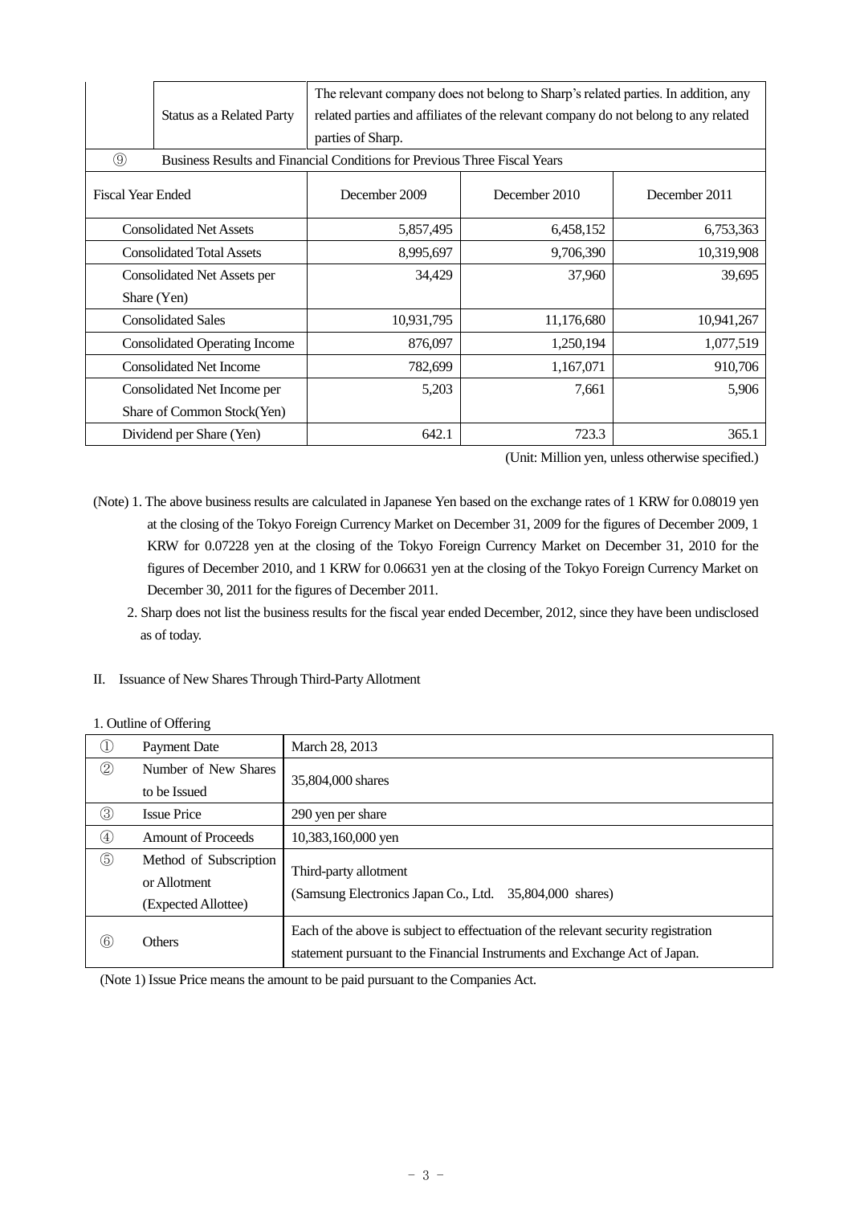| | | |
|---|---|---|
| | Status as a Related Party | The relevant company does not belong to Sharp's related parties. In addition, any related parties and affiliates of the relevant company do not belong to any related parties of Sharp. |

| ⑨ Business Results and Financial Conditions for Previous Three Fiscal Years | | | |
|---|---|---|---|
| Fiscal Year Ended | December 2009 | December 2010 | December 2011 |
| Consolidated Net Assets | 5,857,495 | 6,458,152 | 6,753,363 |
| Consolidated Total Assets | 8,995,697 | 9,706,390 | 10,319,908 |
| Consolidated Net Assets per Share (Yen) | 34,429 | 37,960 | 39,695 |
| Consolidated Sales | 10,931,795 | 11,176,680 | 10,941,267 |
| Consolidated Operating Income | 876,097 | 1,250,194 | 1,077,519 |
| Consolidated Net Income | 782,699 | 1,167,071 | 910,706 |
| Consolidated Net Income per Share of Common Stock(Yen) | 5,203 | 7,661 | 5,906 |
| Dividend per Share (Yen) | 642.1 | 723.3 | 365.1 |

(Unit: Million yen, unless otherwise specified.)

(Note) 1. The above business results are calculated in Japanese Yen based on the exchange rates of 1 KRW for 0.08019 yen at the closing of the Tokyo Foreign Currency Market on December 31, 2009 for the figures of December 2009, 1 KRW for 0.07228 yen at the closing of the Tokyo Foreign Currency Market on December 31, 2010 for the figures of December 2010, and 1 KRW for 0.06631 yen at the closing of the Tokyo Foreign Currency Market on December 30, 2011 for the figures of December 2011.

2. Sharp does not list the business results for the fiscal year ended December, 2012, since they have been undisclosed as of today.

## II. Issuance of New Shares Through Third-Party Allotment

1. Outline of Offering

| | | |
|---|---|---|
| ① | Payment Date | March 28, 2013 |
| ② | Number of New Shares to be Issued | 35,804,000 shares |
| ③ | Issue Price | 290 yen per share |
| ④ | Amount of Proceeds | 10,383,160,000 yen |
| ⑤ | Method of Subscription or Allotment (Expected Allottee) | Third-party allotment (Samsung Electronics Japan Co., Ltd. 35,804,000 shares) |
| ⑥ | Others | Each of the above is subject to effectuation of the relevant security registration statement pursuant to the Financial Instruments and Exchange Act of Japan. |

(Note 1) Issue Price means the amount to be paid pursuant to the Companies Act.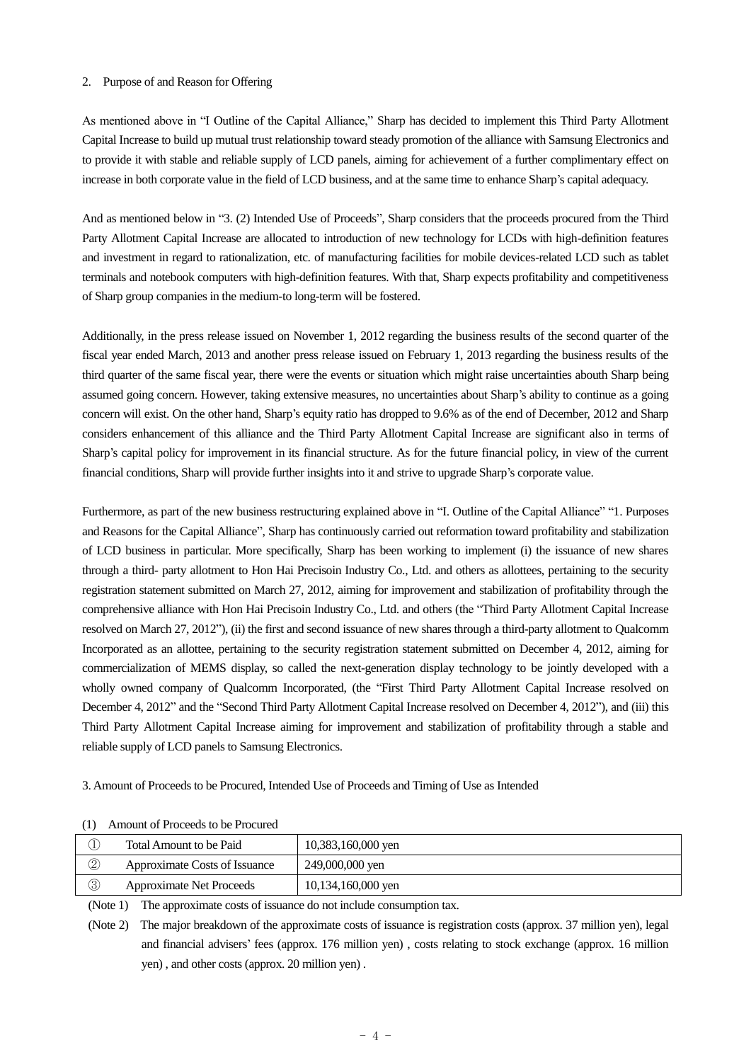2. Purpose of and Reason for Offering

As mentioned above in "I Outline of the Capital Alliance," Sharp has decided to implement this Third Party Allotment Capital Increase to build up mutual trust relationship toward steady promotion of the alliance with Samsung Electronics and to provide it with stable and reliable supply of LCD panels, aiming for achievement of a further complimentary effect on increase in both corporate value in the field of LCD business, and at the same time to enhance Sharp's capital adequacy.

And as mentioned below in "3. (2) Intended Use of Proceeds", Sharp considers that the proceeds procured from the Third Party Allotment Capital Increase are allocated to introduction of new technology for LCDs with high-definition features and investment in regard to rationalization, etc. of manufacturing facilities for mobile devices-related LCD such as tablet terminals and notebook computers with high-definition features. With that, Sharp expects profitability and competitiveness of Sharp group companies in the medium-to long-term will be fostered.

Additionally, in the press release issued on November 1, 2012 regarding the business results of the second quarter of the fiscal year ended March, 2013 and another press release issued on February 1, 2013 regarding the business results of the third quarter of the same fiscal year, there were the events or situation which might raise uncertainties abouth Sharp being assumed going concern. However, taking extensive measures, no uncertainties about Sharp's ability to continue as a going concern will exist. On the other hand, Sharp's equity ratio has dropped to 9.6% as of the end of December, 2012 and Sharp considers enhancement of this alliance and the Third Party Allotment Capital Increase are significant also in terms of Sharp's capital policy for improvement in its financial structure. As for the future financial policy, in view of the current financial conditions, Sharp will provide further insights into it and strive to upgrade Sharp's corporate value.

Furthermore, as part of the new business restructuring explained above in "I. Outline of the Capital Alliance" "1. Purposes and Reasons for the Capital Alliance", Sharp has continuously carried out reformation toward profitability and stabilization of LCD business in particular. More specifically, Sharp has been working to implement (i) the issuance of new shares through a third- party allotment to Hon Hai Precisoin Industry Co., Ltd. and others as allottees, pertaining to the security registration statement submitted on March 27, 2012, aiming for improvement and stabilization of profitability through the comprehensive alliance with Hon Hai Precisoin Industry Co., Ltd. and others (the "Third Party Allotment Capital Increase resolved on March 27, 2012"), (ii) the first and second issuance of new shares through a third-party allotment to Qualcomm Incorporated as an allottee, pertaining to the security registration statement submitted on December 4, 2012, aiming for commercialization of MEMS display, so called the next-generation display technology to be jointly developed with a wholly owned company of Qualcomm Incorporated, (the "First Third Party Allotment Capital Increase resolved on December 4, 2012" and the "Second Third Party Allotment Capital Increase resolved on December 4, 2012"), and (iii) this Third Party Allotment Capital Increase aiming for improvement and stabilization of profitability through a stable and reliable supply of LCD panels to Samsung Electronics.

3. Amount of Proceeds to be Procured, Intended Use of Proceeds and Timing of Use as Intended

(1) Amount of Proceeds to be Procured

| | | |
|---|---|---|
| ① | Total Amount to be Paid | 10,383,160,000 yen |
| ② | Approximate Costs of Issuance | 249,000,000 yen |
| ③ | Approximate Net Proceeds | 10,134,160,000 yen |

(Note 1) The approximate costs of issuance do not include consumption tax.

(Note 2) The major breakdown of the approximate costs of issuance is registration costs (approx. 37 million yen), legal and financial advisers' fees (approx. 176 million yen) , costs relating to stock exchange (approx. 16 million yen) , and other costs (approx. 20 million yen) .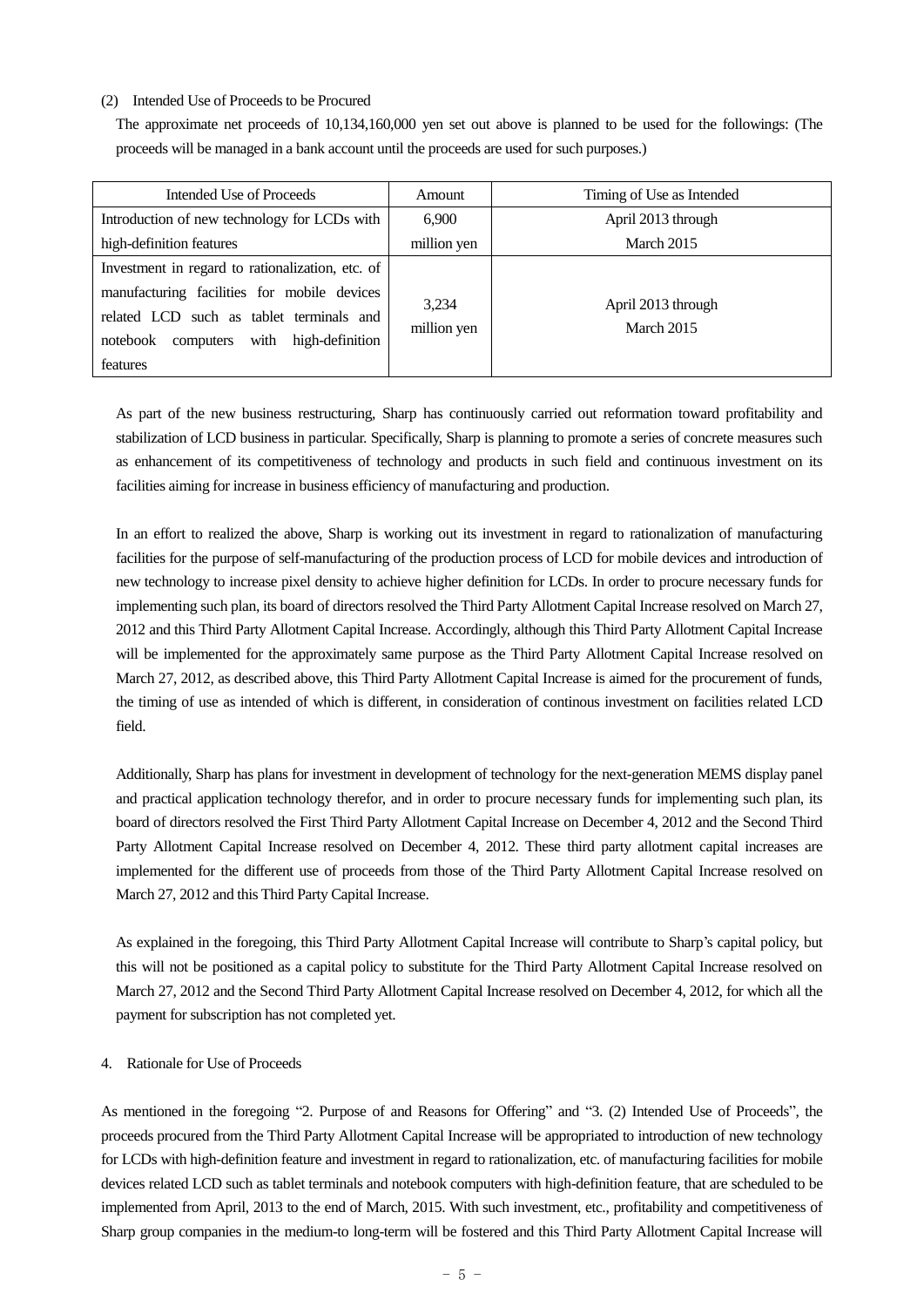(2) Intended Use of Proceeds to be Procured

The approximate net proceeds of 10,134,160,000 yen set out above is planned to be used for the followings: (The proceeds will be managed in a bank account until the proceeds are used for such purposes.)

| Intended Use of Proceeds | Amount | Timing of Use as Intended |
|---|---|---|
| Introduction of new technology for LCDs with high-definition features | 6,900 million yen | April 2013 through March 2015 |
| Investment in regard to rationalization, etc. of manufacturing facilities for mobile devices related LCD such as tablet terminals and notebook computers with high-definition features | 3,234 million yen | April 2013 through March 2015 |

As part of the new business restructuring, Sharp has continuously carried out reformation toward profitability and stabilization of LCD business in particular. Specifically, Sharp is planning to promote a series of concrete measures such as enhancement of its competitiveness of technology and products in such field and continuous investment on its facilities aiming for increase in business efficiency of manufacturing and production.

In an effort to realized the above, Sharp is working out its investment in regard to rationalization of manufacturing facilities for the purpose of self-manufacturing of the production process of LCD for mobile devices and introduction of new technology to increase pixel density to achieve higher definition for LCDs. In order to procure necessary funds for implementing such plan, its board of directors resolved the Third Party Allotment Capital Increase resolved on March 27, 2012 and this Third Party Allotment Capital Increase. Accordingly, although this Third Party Allotment Capital Increase will be implemented for the approximately same purpose as the Third Party Allotment Capital Increase resolved on March 27, 2012, as described above, this Third Party Allotment Capital Increase is aimed for the procurement of funds, the timing of use as intended of which is different, in consideration of continous investment on facilities related LCD field.

Additionally, Sharp has plans for investment in development of technology for the next-generation MEMS display panel and practical application technology therefor, and in order to procure necessary funds for implementing such plan, its board of directors resolved the First Third Party Allotment Capital Increase on December 4, 2012 and the Second Third Party Allotment Capital Increase resolved on December 4, 2012. These third party allotment capital increases are implemented for the different use of proceeds from those of the Third Party Allotment Capital Increase resolved on March 27, 2012 and this Third Party Capital Increase.

As explained in the foregoing, this Third Party Allotment Capital Increase will contribute to Sharp's capital policy, but this will not be positioned as a capital policy to substitute for the Third Party Allotment Capital Increase resolved on March 27, 2012 and the Second Third Party Allotment Capital Increase resolved on December 4, 2012, for which all the payment for subscription has not completed yet.

4. Rationale for Use of Proceeds

As mentioned in the foregoing "2. Purpose of and Reasons for Offering" and "3. (2) Intended Use of Proceeds", the proceeds procured from the Third Party Allotment Capital Increase will be appropriated to introduction of new technology for LCDs with high-definition feature and investment in regard to rationalization, etc. of manufacturing facilities for mobile devices related LCD such as tablet terminals and notebook computers with high-definition feature, that are scheduled to be implemented from April, 2013 to the end of March, 2015. With such investment, etc., profitability and competitiveness of Sharp group companies in the medium-to long-term will be fostered and this Third Party Allotment Capital Increase will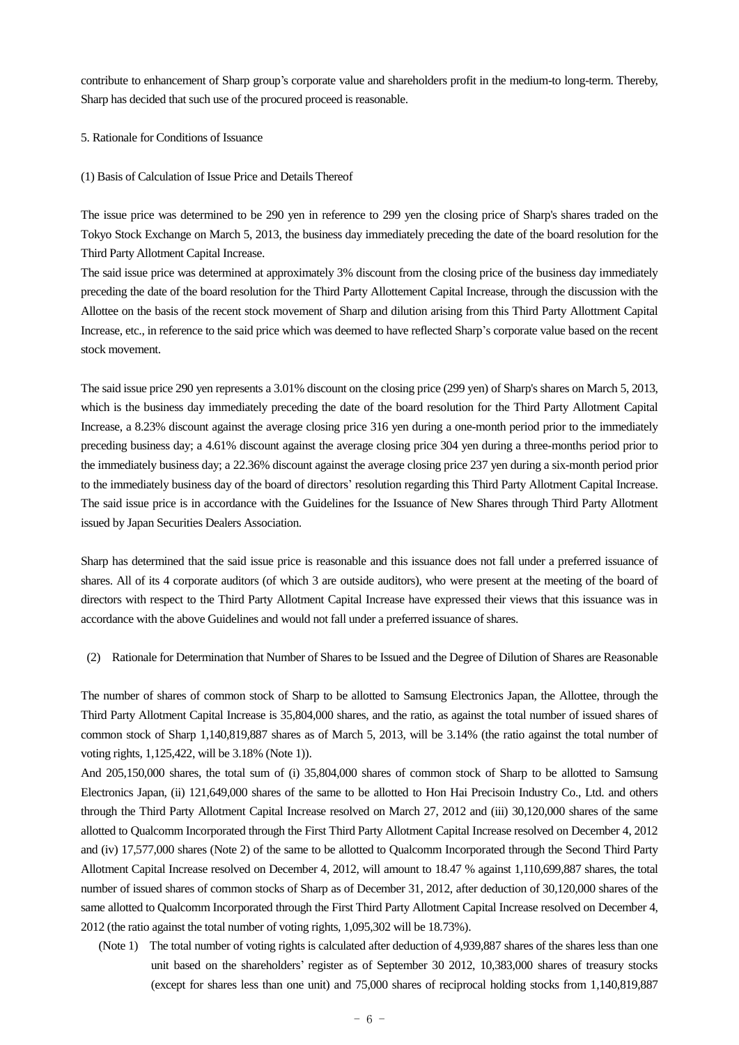contribute to enhancement of Sharp group's corporate value and shareholders profit in the medium-to long-term. Thereby, Sharp has decided that such use of the procured proceed is reasonable.

## 5. Rationale for Conditions of Issuance

### (1) Basis of Calculation of Issue Price and Details Thereof

The issue price was determined to be 290 yen in reference to 299 yen the closing price of Sharp's shares traded on the Tokyo Stock Exchange on March 5, 2013, the business day immediately preceding the date of the board resolution for the Third Party Allotment Capital Increase.

The said issue price was determined at approximately 3% discount from the closing price of the business day immediately preceding the date of the board resolution for the Third Party Allottement Capital Increase, through the discussion with the Allottee on the basis of the recent stock movement of Sharp and dilution arising from this Third Party Allottment Capital Increase, etc., in reference to the said price which was deemed to have reflected Sharp's corporate value based on the recent stock movement.

The said issue price 290 yen represents a 3.01% discount on the closing price (299 yen) of Sharp's shares on March 5, 2013, which is the business day immediately preceding the date of the board resolution for the Third Party Allotment Capital Increase, a 8.23% discount against the average closing price 316 yen during a one-month period prior to the immediately preceding business day; a 4.61% discount against the average closing price 304 yen during a three-months period prior to the immediately business day; a 22.36% discount against the average closing price 237 yen during a six-month period prior to the immediately business day of the board of directors' resolution regarding this Third Party Allotment Capital Increase. The said issue price is in accordance with the Guidelines for the Issuance of New Shares through Third Party Allotment issued by Japan Securities Dealers Association.

Sharp has determined that the said issue price is reasonable and this issuance does not fall under a preferred issuance of shares. All of its 4 corporate auditors (of which 3 are outside auditors), who were present at the meeting of the board of directors with respect to the Third Party Allotment Capital Increase have expressed their views that this issuance was in accordance with the above Guidelines and would not fall under a preferred issuance of shares.

### (2) Rationale for Determination that Number of Shares to be Issued and the Degree of Dilution of Shares are Reasonable

The number of shares of common stock of Sharp to be allotted to Samsung Electronics Japan, the Allottee, through the Third Party Allotment Capital Increase is 35,804,000 shares, and the ratio, as against the total number of issued shares of common stock of Sharp 1,140,819,887 shares as of March 5, 2013, will be 3.14% (the ratio against the total number of voting rights, 1,125,422, will be 3.18% (Note 1)).

And 205,150,000 shares, the total sum of (i) 35,804,000 shares of common stock of Sharp to be allotted to Samsung Electronics Japan, (ii) 121,649,000 shares of the same to be allotted to Hon Hai Precisoin Industry Co., Ltd. and others through the Third Party Allotment Capital Increase resolved on March 27, 2012 and (iii) 30,120,000 shares of the same allotted to Qualcomm Incorporated through the First Third Party Allotment Capital Increase resolved on December 4, 2012 and (iv) 17,577,000 shares (Note 2) of the same to be allotted to Qualcomm Incorporated through the Second Third Party Allotment Capital Increase resolved on December 4, 2012, will amount to 18.47 % against 1,110,699,887 shares, the total number of issued shares of common stocks of Sharp as of December 31, 2012, after deduction of 30,120,000 shares of the same allotted to Qualcomm Incorporated through the First Third Party Allotment Capital Increase resolved on December 4, 2012 (the ratio against the total number of voting rights, 1,095,302 will be 18.73%).

(Note 1) The total number of voting rights is calculated after deduction of 4,939,887 shares of the shares less than one unit based on the shareholders' register as of September 30 2012, 10,383,000 shares of treasury stocks (except for shares less than one unit) and 75,000 shares of reciprocal holding stocks from 1,140,819,887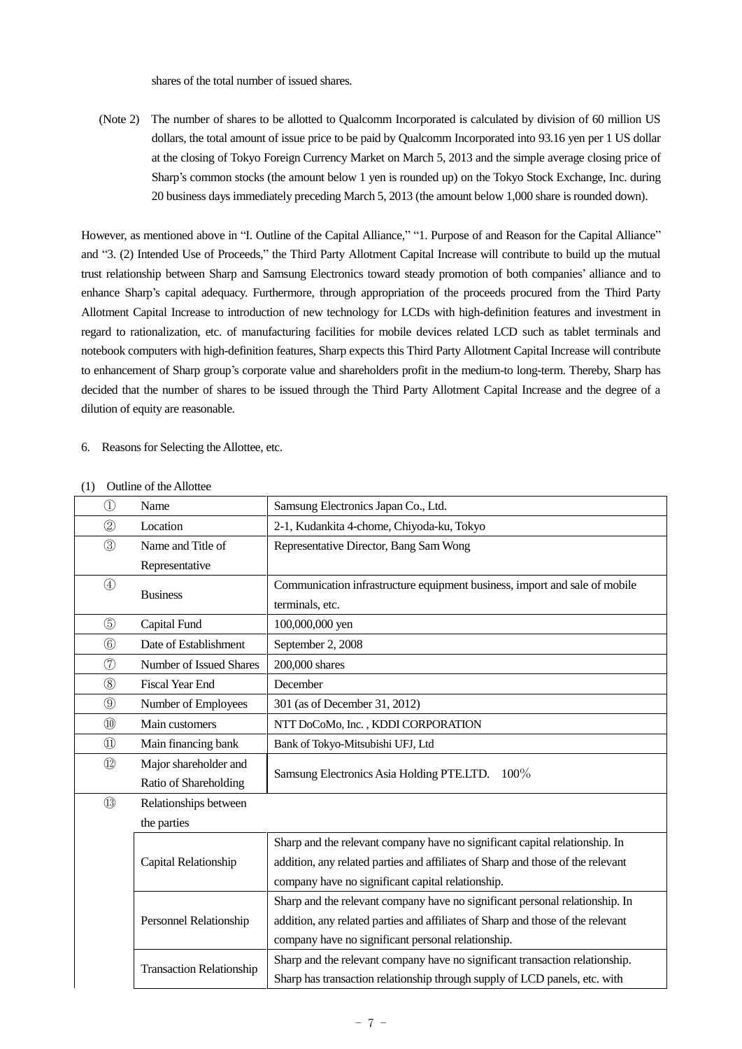shares of the total number of issued shares.

(Note 2) The number of shares to be allotted to Qualcomm Incorporated is calculated by division of 60 million US dollars, the total amount of issue price to be paid by Qualcomm Incorporated into 93.16 yen per 1 US dollar at the closing of Tokyo Foreign Currency Market on March 5, 2013 and the simple average closing price of Sharp's common stocks (the amount below 1 yen is rounded up) on the Tokyo Stock Exchange, Inc. during 20 business days immediately preceding March 5, 2013 (the amount below 1,000 share is rounded down).

However, as mentioned above in "I. Outline of the Capital Alliance," "1. Purpose of and Reason for the Capital Alliance" and "3. (2) Intended Use of Proceeds," the Third Party Allotment Capital Increase will contribute to build up the mutual trust relationship between Sharp and Samsung Electronics toward steady promotion of both companies' alliance and to enhance Sharp's capital adequacy. Furthermore, through appropriation of the proceeds procured from the Third Party Allotment Capital Increase to introduction of new technology for LCDs with high-definition features and investment in regard to rationalization, etc. of manufacturing facilities for mobile devices related LCD such as tablet terminals and notebook computers with high-definition features, Sharp expects this Third Party Allotment Capital Increase will contribute to enhancement of Sharp group's corporate value and shareholders profit in the medium-to long-term. Thereby, Sharp has decided that the number of shares to be issued through the Third Party Allotment Capital Increase and the degree of a dilution of equity are reasonable.

6. Reasons for Selecting the Allottee, etc.

(1) Outline of the Allottee

| | | | |
|---|---|---|---|
| ① | Name | | Samsung Electronics Japan Co., Ltd. |
| ② | Location | | 2-1, Kudankita 4-chome, Chiyoda-ku, Tokyo |
| ③ | Name and Title of Representative | | Representative Director, Bang Sam Wong |
| ④ | Business | | Communication infrastructure equipment business, import and sale of mobile terminals, etc. |
| ⑤ | Capital Fund | | 100,000,000 yen |
| ⑥ | Date of Establishment | | September 2, 2008 |
| ⑦ | Number of Issued Shares | | 200,000 shares |
| ⑧ | Fiscal Year End | | December |
| ⑨ | Number of Employees | | 301 (as of December 31, 2012) |
| ⑩ | Main customers | | NTT DoCoMo, Inc. , KDDI CORPORATION |
| ⑪ | Main financing bank | | Bank of Tokyo-Mitsubishi UFJ, Ltd |
| ⑫ | Major shareholder and Ratio of Shareholding | | Samsung Electronics Asia Holding PTE.LTD. 100% |
| ⑬ | Relationships between the parties | | |
| | | Capital Relationship | Sharp and the relevant company have no significant capital relationship. In addition, any related parties and affiliates of Sharp and those of the relevant company have no significant capital relationship. |
| | | Personnel Relationship | Sharp and the relevant company have no significant personal relationship. In addition, any related parties and affiliates of Sharp and those of the relevant company have no significant personal relationship. |
| | | Transaction Relationship | Sharp and the relevant company have no significant transaction relationship. Sharp has transaction relationship through supply of LCD panels, etc. with |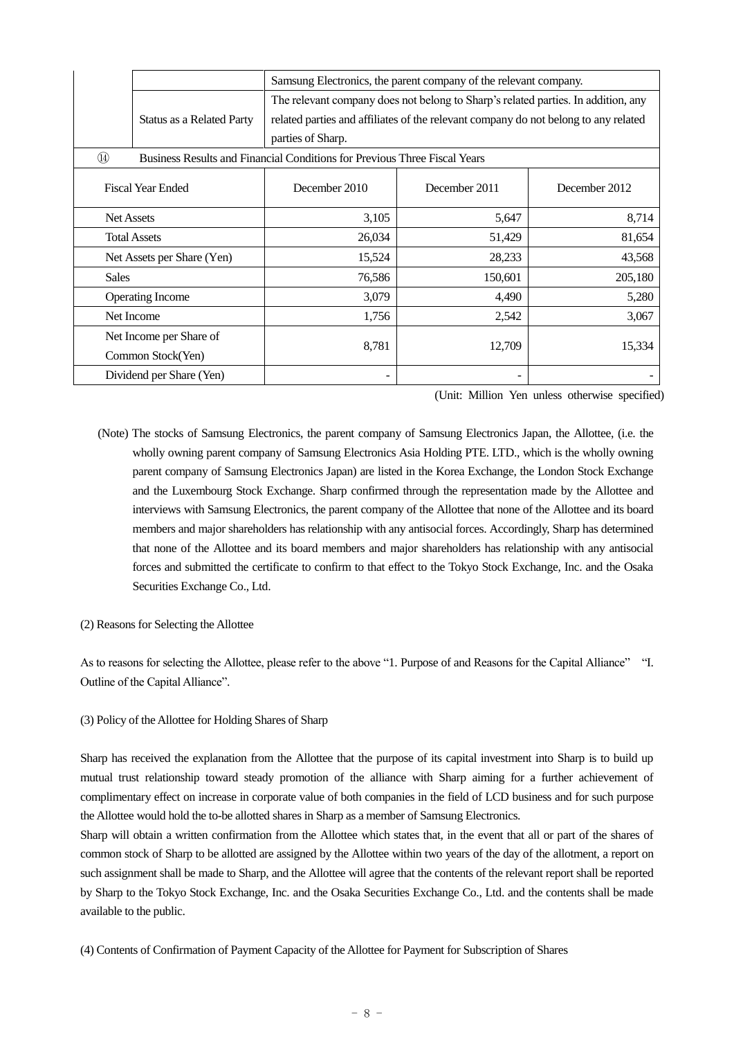| | | | | |
|---|---|---|---|---|
| | | Samsung Electronics, the parent company of the relevant company. | | |
| | Status as a Related Party | The relevant company does not belong to Sharp's related parties. In addition, any related parties and affiliates of the relevant company do not belong to any related parties of Sharp. | | |
| ⑭ | Business Results and Financial Conditions for Previous Three Fiscal Years | | | |
| Fiscal Year Ended | | December 2010 | December 2011 | December 2012 |
| Net Assets | | 3,105 | 5,647 | 8,714 |
| Total Assets | | 26,034 | 51,429 | 81,654 |
| Net Assets per Share (Yen) | | 15,524 | 28,233 | 43,568 |
| Sales | | 76,586 | 150,601 | 205,180 |
| Operating Income | | 3,079 | 4,490 | 5,280 |
| Net Income | | 1,756 | 2,542 | 3,067 |
| Net Income per Share of Common Stock(Yen) | | 8,781 | 12,709 | 15,334 |
| Dividend per Share (Yen) | | - | - | - |

(Unit: Million Yen unless otherwise specified)

(Note) The stocks of Samsung Electronics, the parent company of Samsung Electronics Japan, the Allottee, (i.e. the wholly owning parent company of Samsung Electronics Asia Holding PTE. LTD., which is the wholly owning parent company of Samsung Electronics Japan) are listed in the Korea Exchange, the London Stock Exchange and the Luxembourg Stock Exchange. Sharp confirmed through the representation made by the Allottee and interviews with Samsung Electronics, the parent company of the Allottee that none of the Allottee and its board members and major shareholders has relationship with any antisocial forces. Accordingly, Sharp has determined that none of the Allottee and its board members and major shareholders has relationship with any antisocial forces and submitted the certificate to confirm to that effect to the Tokyo Stock Exchange, Inc. and the Osaka Securities Exchange Co., Ltd.

(2) Reasons for Selecting the Allottee

As to reasons for selecting the Allottee, please refer to the above "1. Purpose of and Reasons for the Capital Alliance" "I. Outline of the Capital Alliance".

(3) Policy of the Allottee for Holding Shares of Sharp

Sharp has received the explanation from the Allottee that the purpose of its capital investment into Sharp is to build up mutual trust relationship toward steady promotion of the alliance with Sharp aiming for a further achievement of complimentary effect on increase in corporate value of both companies in the field of LCD business and for such purpose the Allottee would hold the to-be allotted shares in Sharp as a member of Samsung Electronics.

Sharp will obtain a written confirmation from the Allottee which states that, in the event that all or part of the shares of common stock of Sharp to be allotted are assigned by the Allottee within two years of the day of the allotment, a report on such assignment shall be made to Sharp, and the Allottee will agree that the contents of the relevant report shall be reported by Sharp to the Tokyo Stock Exchange, Inc. and the Osaka Securities Exchange Co., Ltd. and the contents shall be made available to the public.

(4) Contents of Confirmation of Payment Capacity of the Allottee for Payment for Subscription of Shares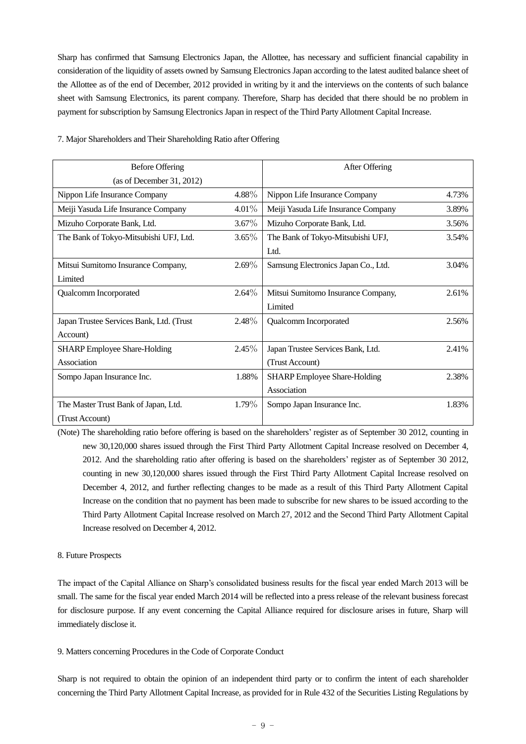Sharp has confirmed that Samsung Electronics Japan, the Allottee, has necessary and sufficient financial capability in consideration of the liquidity of assets owned by Samsung Electronics Japan according to the latest audited balance sheet of the Allottee as of the end of December, 2012 provided in writing by it and the interviews on the contents of such balance sheet with Samsung Electronics, its parent company. Therefore, Sharp has decided that there should be no problem in payment for subscription by Samsung Electronics Japan in respect of the Third Party Allotment Capital Increase.

7. Major Shareholders and Their Shareholding Ratio after Offering

| Before Offering (as of December 31, 2012) | | After Offering | |
|---|---|---|---|
| Nippon Life Insurance Company | 4.88% | Nippon Life Insurance Company | 4.73% |
| Meiji Yasuda Life Insurance Company | 4.01% | Meiji Yasuda Life Insurance Company | 3.89% |
| Mizuho Corporate Bank, Ltd. | 3.67% | Mizuho Corporate Bank, Ltd. | 3.56% |
| The Bank of Tokyo-Mitsubishi UFJ, Ltd. | 3.65% | The Bank of Tokyo-Mitsubishi UFJ, Ltd. | 3.54% |
| Mitsui Sumitomo Insurance Company, Limited | 2.69% | Samsung Electronics Japan Co., Ltd. | 3.04% |
| Qualcomm Incorporated | 2.64% | Mitsui Sumitomo Insurance Company, Limited | 2.61% |
| Japan Trustee Services Bank, Ltd. (Trust Account) | 2.48% | Qualcomm Incorporated | 2.56% |
| SHARP Employee Share-Holding Association | 2.45% | Japan Trustee Services Bank, Ltd. (Trust Account) | 2.41% |
| Sompo Japan Insurance Inc. | 1.88% | SHARP Employee Share-Holding Association | 2.38% |
| The Master Trust Bank of Japan, Ltd. (Trust Account) | 1.79% | Sompo Japan Insurance Inc. | 1.83% |

(Note) The shareholding ratio before offering is based on the shareholders' register as of September 30 2012, counting in new 30,120,000 shares issued through the First Third Party Allotment Capital Increase resolved on December 4, 2012. And the shareholding ratio after offering is based on the shareholders' register as of September 30 2012, counting in new 30,120,000 shares issued through the First Third Party Allotment Capital Increase resolved on December 4, 2012, and further reflecting changes to be made as a result of this Third Party Allotment Capital Increase on the condition that no payment has been made to subscribe for new shares to be issued according to the Third Party Allotment Capital Increase resolved on March 27, 2012 and the Second Third Party Allotment Capital Increase resolved on December 4, 2012.

8. Future Prospects

The impact of the Capital Alliance on Sharp's consolidated business results for the fiscal year ended March 2013 will be small. The same for the fiscal year ended March 2014 will be reflected into a press release of the relevant business forecast for disclosure purpose. If any event concerning the Capital Alliance required for disclosure arises in future, Sharp will immediately disclose it.

9. Matters concerning Procedures in the Code of Corporate Conduct

Sharp is not required to obtain the opinion of an independent third party or to confirm the intent of each shareholder concerning the Third Party Allotment Capital Increase, as provided for in Rule 432 of the Securities Listing Regulations by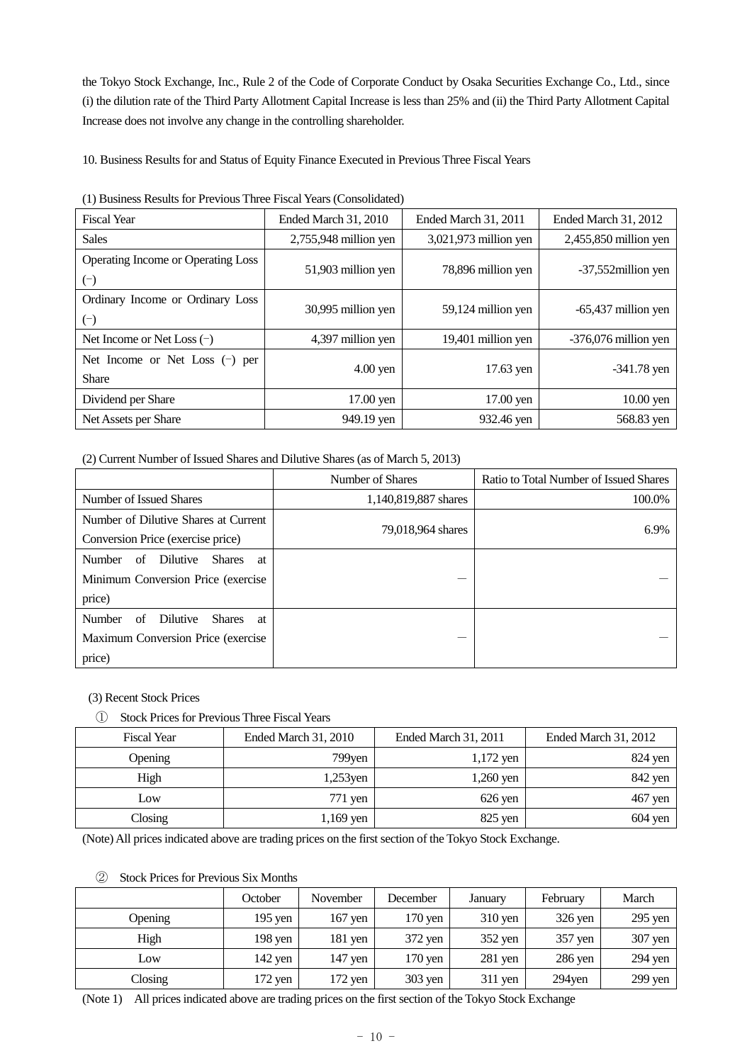the Tokyo Stock Exchange, Inc., Rule 2 of the Code of Corporate Conduct by Osaka Securities Exchange Co., Ltd., since (i) the dilution rate of the Third Party Allotment Capital Increase is less than 25% and (ii) the Third Party Allotment Capital Increase does not involve any change in the controlling shareholder.

10. Business Results for and Status of Equity Finance Executed in Previous Three Fiscal Years

(1) Business Results for Previous Three Fiscal Years (Consolidated)

| Fiscal Year | Ended March 31, 2010 | Ended March 31, 2011 | Ended March 31, 2012 |
|---|---|---|---|
| Sales | 2,755,948 million yen | 3,021,973 million yen | 2,455,850 million yen |
| Operating Income or Operating Loss (−) | 51,903 million yen | 78,896 million yen | -37,552million yen |
| Ordinary Income or Ordinary Loss (−) | 30,995 million yen | 59,124 million yen | -65,437 million yen |
| Net Income or Net Loss (−) | 4,397 million yen | 19,401 million yen | -376,076 million yen |
| Net Income or Net Loss (−) per Share | 4.00 yen | 17.63 yen | -341.78 yen |
| Dividend per Share | 17.00 yen | 17.00 yen | 10.00 yen |
| Net Assets per Share | 949.19 yen | 932.46 yen | 568.83 yen |

(2) Current Number of Issued Shares and Dilutive Shares (as of March 5, 2013)

| | Number of Shares | Ratio to Total Number of Issued Shares |
|---|---|---|
| Number of Issued Shares | 1,140,819,887 shares | 100.0% |
| Number of Dilutive Shares at Current Conversion Price (exercise price) | 79,018,964 shares | 6.9% |
| Number of Dilutive Shares at Minimum Conversion Price (exercise price) | — | — |
| Number of Dilutive Shares at Maximum Conversion Price (exercise price) | — | — |

(3) Recent Stock Prices

① Stock Prices for Previous Three Fiscal Years

| Fiscal Year | Ended March 31, 2010 | Ended March 31, 2011 | Ended March 31, 2012 |
|---|---|---|---|
| Opening | 799yen | 1,172 yen | 824 yen |
| High | 1,253yen | 1,260 yen | 842 yen |
| Low | 771 yen | 626 yen | 467 yen |
| Closing | 1,169 yen | 825 yen | 604 yen |

(Note) All prices indicated above are trading prices on the first section of the Tokyo Stock Exchange.

② Stock Prices for Previous Six Months

| | October | November | December | January | February | March |
|---|---|---|---|---|---|---|
| Opening | 195 yen | 167 yen | 170 yen | 310 yen | 326 yen | 295 yen |
| High | 198 yen | 181 yen | 372 yen | 352 yen | 357 yen | 307 yen |
| Low | 142 yen | 147 yen | 170 yen | 281 yen | 286 yen | 294 yen |
| Closing | 172 yen | 172 yen | 303 yen | 311 yen | 294yen | 299 yen |

(Note 1) All prices indicated above are trading prices on the first section of the Tokyo Stock Exchange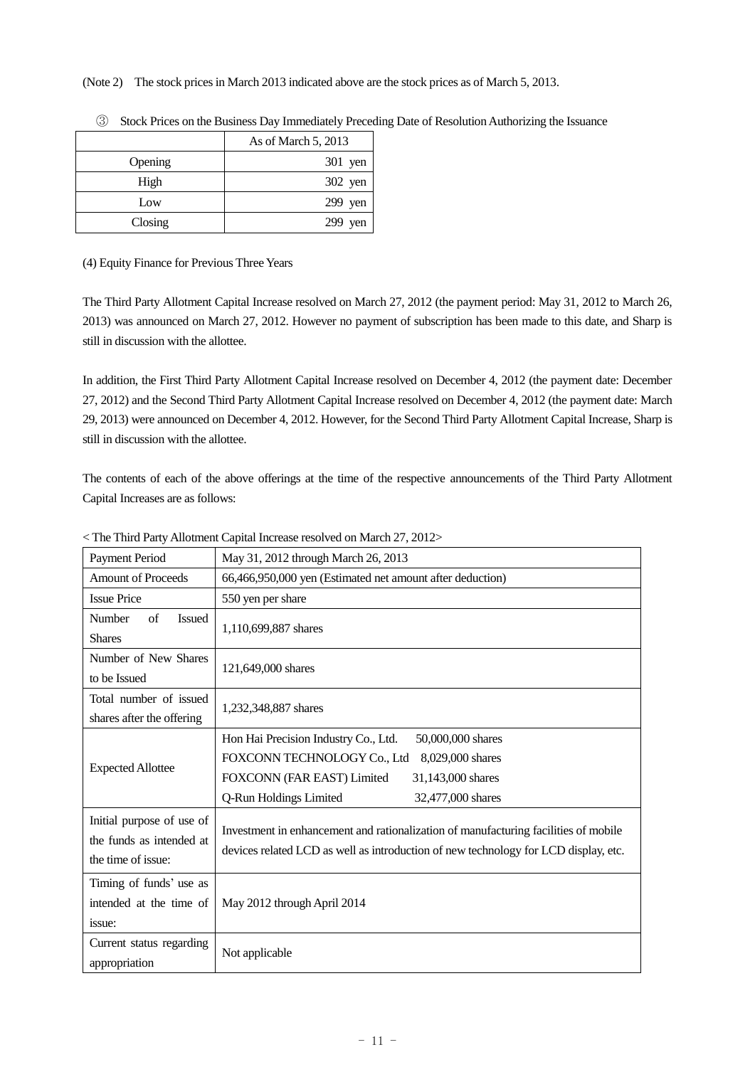(Note 2) The stock prices in March 2013 indicated above are the stock prices as of March 5, 2013.

③ Stock Prices on the Business Day Immediately Preceding Date of Resolution Authorizing the Issuance

| | As of March 5, 2013 |
|---|---|
| Opening | 301 yen |
| High | 302 yen |
| Low | 299 yen |
| Closing | 299 yen |

(4) Equity Finance for Previous Three Years

The Third Party Allotment Capital Increase resolved on March 27, 2012 (the payment period: May 31, 2012 to March 26, 2013) was announced on March 27, 2012. However no payment of subscription has been made to this date, and Sharp is still in discussion with the allottee.

In addition, the First Third Party Allotment Capital Increase resolved on December 4, 2012 (the payment date: December 27, 2012) and the Second Third Party Allotment Capital Increase resolved on December 4, 2012 (the payment date: March 29, 2013) were announced on December 4, 2012. However, for the Second Third Party Allotment Capital Increase, Sharp is still in discussion with the allottee.

The contents of each of the above offerings at the time of the respective announcements of the Third Party Allotment Capital Increases are as follows:

< The Third Party Allotment Capital Increase resolved on March 27, 2012>

| Payment Period | May 31, 2012 through March 26, 2013 |
|---|---|
| Amount of Proceeds | 66,466,950,000 yen (Estimated net amount after deduction) |
| Issue Price | 550 yen per share |
| Number of Issued Shares | 1,110,699,887 shares |
| Number of New Shares to be Issued | 121,649,000 shares |
| Total number of issued shares after the offering | 1,232,348,887 shares |
| Expected Allottee | Hon Hai Precision Industry Co., Ltd. 50,000,000 shares<br>FOXCONN TECHNOLOGY Co., Ltd 8,029,000 shares<br>FOXCONN (FAR EAST) Limited 31,143,000 shares<br>Q-Run Holdings Limited 32,477,000 shares |
| Initial purpose of use of the funds as intended at the time of issue: | Investment in enhancement and rationalization of manufacturing facilities of mobile devices related LCD as well as introduction of new technology for LCD display, etc. |
| Timing of funds' use as intended at the time of issue: | May 2012 through April 2014 |
| Current status regarding appropriation | Not applicable |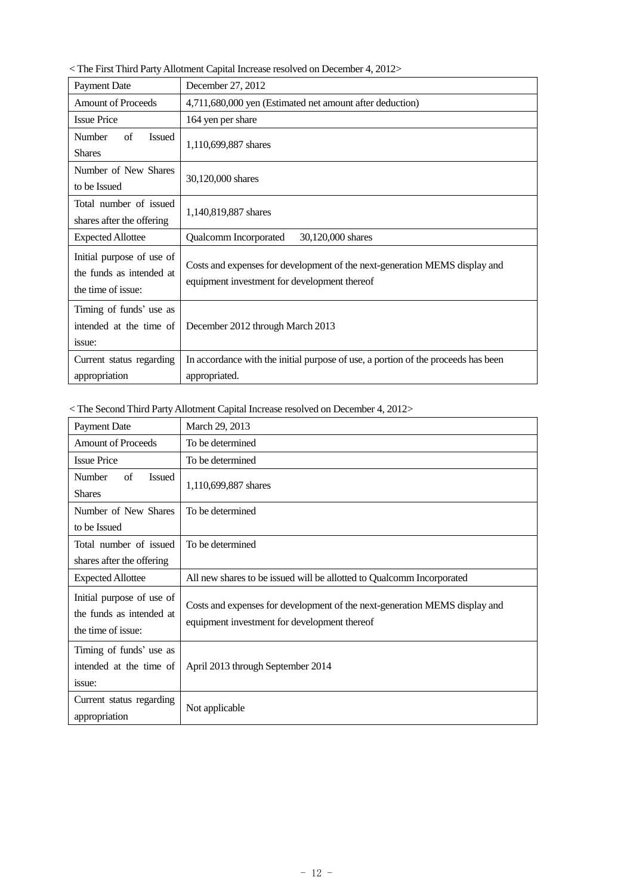< The First Third Party Allotment Capital Increase resolved on December 4, 2012>

| Payment Date | December 27, 2012 |
|---|---|
| Amount of Proceeds | 4,711,680,000 yen (Estimated net amount after deduction) |
| Issue Price | 164 yen per share |
| Number of Issued Shares | 1,110,699,887 shares |
| Number of New Shares to be Issued | 30,120,000 shares |
| Total number of issued shares after the offering | 1,140,819,887 shares |
| Expected Allottee | Qualcomm Incorporated 30,120,000 shares |
| Initial purpose of use of the funds as intended at the time of issue: | Costs and expenses for development of the next-generation MEMS display and equipment investment for development thereof |
| Timing of funds' use as intended at the time of issue: | December 2012 through March 2013 |
| Current status regarding appropriation | In accordance with the initial purpose of use, a portion of the proceeds has been appropriated. |

< The Second Third Party Allotment Capital Increase resolved on December 4, 2012>

| Payment Date | March 29, 2013 |
|---|---|
| Amount of Proceeds | To be determined |
| Issue Price | To be determined |
| Number of Issued Shares | 1,110,699,887 shares |
| Number of New Shares to be Issued | To be determined |
| Total number of issued shares after the offering | To be determined |
| Expected Allottee | All new shares to be issued will be allotted to Qualcomm Incorporated |
| Initial purpose of use of the funds as intended at the time of issue: | Costs and expenses for development of the next-generation MEMS display and equipment investment for development thereof |
| Timing of funds' use as intended at the time of issue: | April 2013 through September 2014 |
| Current status regarding appropriation | Not applicable |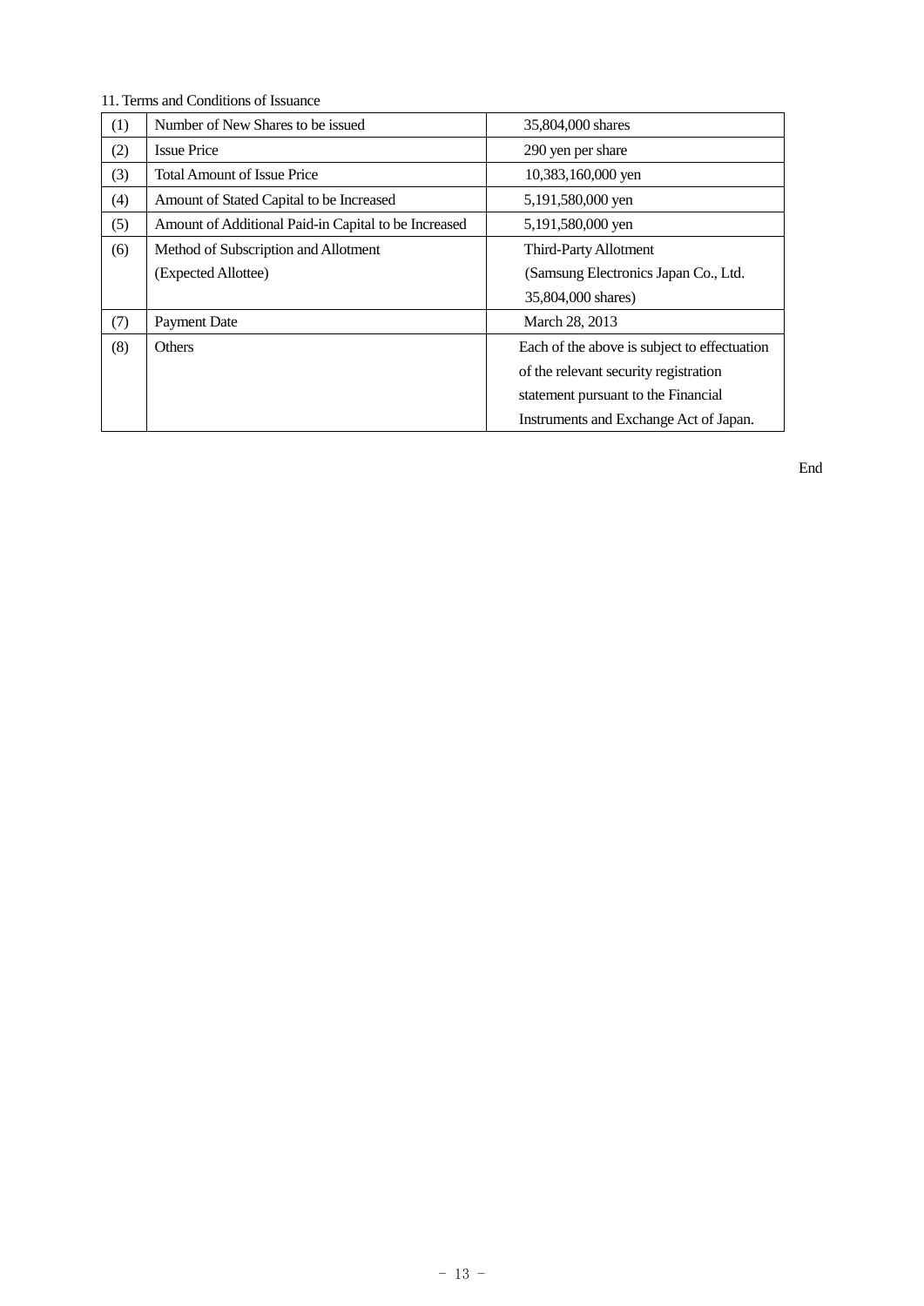11. Terms and Conditions of Issuance

| | | |
|---|---|---|
| (1) | Number of New Shares to be issued | 35,804,000 shares |
| (2) | Issue Price | 290 yen per share |
| (3) | Total Amount of Issue Price | 10,383,160,000 yen |
| (4) | Amount of Stated Capital to be Increased | 5,191,580,000 yen |
| (5) | Amount of Additional Paid-in Capital to be Increased | 5,191,580,000 yen |
| (6) | Method of Subscription and Allotment<br>(Expected Allottee) | Third-Party Allotment<br>(Samsung Electronics Japan Co., Ltd. 35,804,000 shares) |
| (7) | Payment Date | March 28, 2013 |
| (8) | Others | Each of the above is subject to effectuation of the relevant security registration statement pursuant to the Financial Instruments and Exchange Act of Japan. |

End